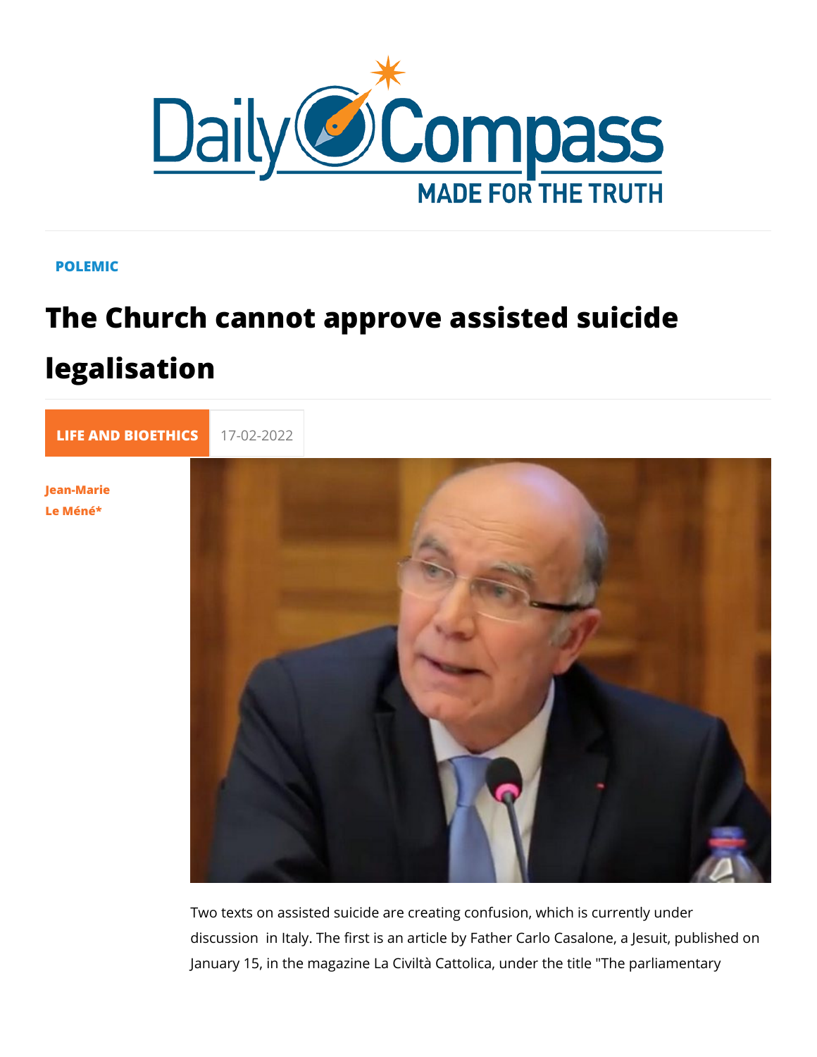POLEMIC

# The Church cannot approve assisted suicide legalisation

LIFE AND BIOETHICS 17-02-2022

Jean-Marie Le Méné*

Two texts on assisted suicide are creating confusion, which is currently under discussion in Italy. The first is an article by Father Carlo Casalone, a Jesuit, published on January 15, in the magazine La Civiltà Cattolica, under the title "The parliamentary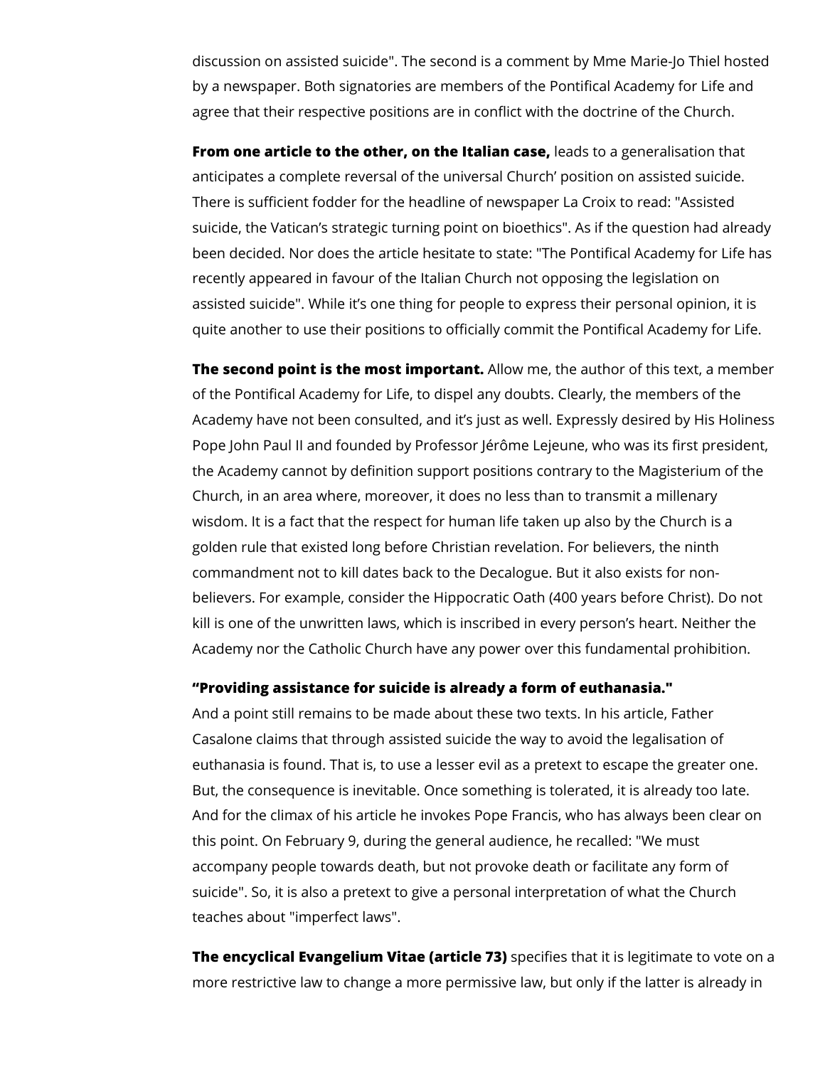discussion on assisted suicide". The second is a comment by Mme Marie-Jo Thiel hosted by a newspaper. Both signatories are members of the Pontifical Academy for Life and agree that their respective positions are in conflict with the doctrine of the Church.

**From one article to the other, on the Italian case,** leads to a generalisation that anticipates a complete reversal of the universal Church' position on assisted suicide. There is sufficient fodder for the headline of newspaper La Croix to read: "Assisted suicide, the Vatican's strategic turning point on bioethics". As if the question had already been decided. Nor does the article hesitate to state: "The Pontifical Academy for Life has recently appeared in favour of the Italian Church not opposing the legislation on assisted suicide". While it's one thing for people to express their personal opinion, it is quite another to use their positions to officially commit the Pontifical Academy for Life.

**The second point is the most important.** Allow me, the author of this text, a member of the Pontifical Academy for Life, to dispel any doubts. Clearly, the members of the Academy have not been consulted, and it's just as well. Expressly desired by His Holiness Pope John Paul II and founded by Professor Jérôme Lejeune, who was its first president, the Academy cannot by definition support positions contrary to the Magisterium of the Church, in an area where, moreover, it does no less than to transmit a millenary wisdom. It is a fact that the respect for human life taken up also by the Church is a golden rule that existed long before Christian revelation. For believers, the ninth commandment not to kill dates back to the Decalogue. But it also exists for non-believers. For example, consider the Hippocratic Oath (400 years before Christ). Do not kill is one of the unwritten laws, which is inscribed in every person's heart. Neither the Academy nor the Catholic Church have any power over this fundamental prohibition.

**"Providing assistance for suicide is already a form of euthanasia."**

And a point still remains to be made about these two texts. In his article, Father Casalone claims that through assisted suicide the way to avoid the legalisation of euthanasia is found. That is, to use a lesser evil as a pretext to escape the greater one. But, the consequence is inevitable. Once something is tolerated, it is already too late. And for the climax of his article he invokes Pope Francis, who has always been clear on this point. On February 9, during the general audience, he recalled: "We must accompany people towards death, but not provoke death or facilitate any form of suicide". So, it is also a pretext to give a personal interpretation of what the Church teaches about "imperfect laws".

**The encyclical Evangelium Vitae (article 73)** specifies that it is legitimate to vote on a more restrictive law to change a more permissive law, but only if the latter is already in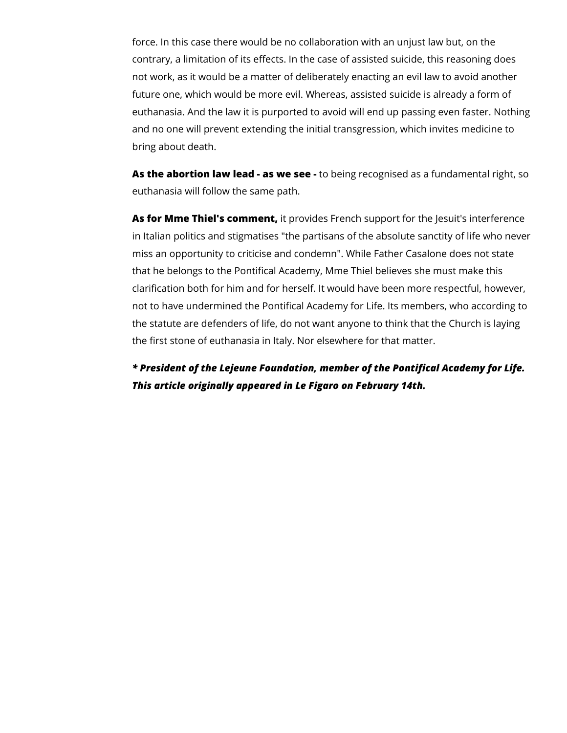force. In this case there would be no collaboration with an unjust law but, on the contrary, a limitation of its effects. In the case of assisted suicide, this reasoning does not work, as it would be a matter of deliberately enacting an evil law to avoid another future one, which would be more evil. Whereas, assisted suicide is already a form of euthanasia. And the law it is purported to avoid will end up passing even faster. Nothing and no one will prevent extending the initial transgression, which invites medicine to bring about death.

**As the abortion law lead - as we see -** to being recognised as a fundamental right, so euthanasia will follow the same path.

**As for Mme Thiel's comment,** it provides French support for the Jesuit's interference in Italian politics and stigmatises "the partisans of the absolute sanctity of life who never miss an opportunity to criticise and condemn". While Father Casalone does not state that he belongs to the Pontifical Academy, Mme Thiel believes she must make this clarification both for him and for herself. It would have been more respectful, however, not to have undermined the Pontifical Academy for Life. Its members, who according to the statute are defenders of life, do not want anyone to think that the Church is laying the first stone of euthanasia in Italy. Nor elsewhere for that matter.

***** President of the Lejeune Foundation, member of the Pontifical Academy for Life. This article originally appeared in Le Figaro on February 14th.***